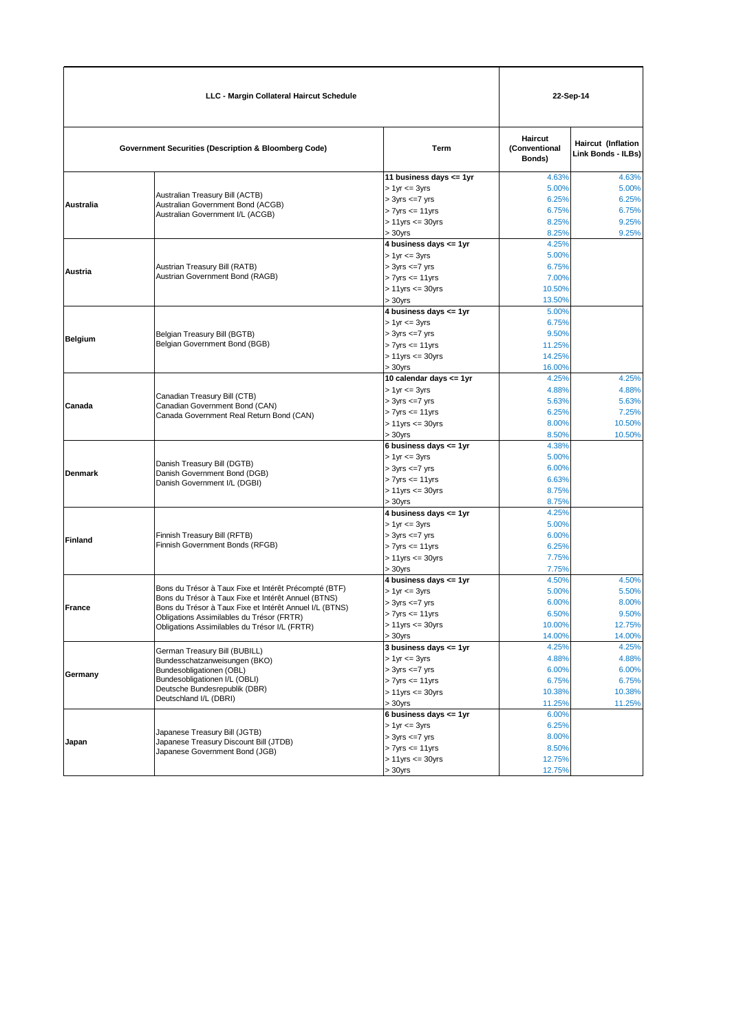| LLC - Margin Collateral Haircut Schedule | | | 22-Sep-14 | |
|---|---|---|---|---|
| Government Securities (Description & Bloomberg Code) | | Term | Haircut (Conventional Bonds) | Haircut (Inflation Link Bonds - ILBs) |
| Australia | Australian Treasury Bill (ACTB)<br>Australian Government Bond (ACGB)<br>Australian Government I/L (ACGB) | **11 business days <= 1yr** | 4.63% | 4.63% |
| | | > 1yr <= 3yrs | 5.00% | 5.00% |
| | | > 3yrs <=7 yrs | 6.25% | 6.25% |
| | | > 7yrs <= 11yrs | 6.75% | 6.75% |
| | | > 11yrs <= 30yrs | 8.25% | 9.25% |
| | | > 30yrs | 8.25% | 9.25% |
| Austria | Austrian Treasury Bill (RATB)<br>Austrian Government Bond (RAGB) | **4 business days <= 1yr** | 4.25% | |
| | | > 1yr <= 3yrs | 5.00% | |
| | | > 3yrs <=7 yrs | 6.75% | |
| | | > 7yrs <= 11yrs | 7.00% | |
| | | > 11yrs <= 30yrs | 10.50% | |
| | | > 30yrs | 13.50% | |
| Belgium | Belgian Treasury Bill (BGTB)<br>Belgian Government Bond (BGB) | **4 business days <= 1yr** | 5.00% | |
| | | > 1yr <= 3yrs | 6.75% | |
| | | > 3yrs <=7 yrs | 9.50% | |
| | | > 7yrs <= 11yrs | 11.25% | |
| | | > 11yrs <= 30yrs | 14.25% | |
| | | > 30yrs | 16.00% | |
| Canada | Canadian Treasury Bill (CTB)<br>Canadian Government Bond (CAN)<br>Canada Government Real Return Bond (CAN) | **10 calendar days <= 1yr** | 4.25% | 4.25% |
| | | > 1yr <= 3yrs | 4.88% | 4.88% |
| | | > 3yrs <=7 yrs | 5.63% | 5.63% |
| | | > 7yrs <= 11yrs | 6.25% | 7.25% |
| | | > 11yrs <= 30yrs | 8.00% | 10.50% |
| | | > 30yrs | 8.50% | 10.50% |
| Denmark | Danish Treasury Bill (DGTB)<br>Danish Government Bond (DGB)<br>Danish Government I/L (DGBI) | **6 business days <= 1yr** | 4.38% | |
| | | > 1yr <= 3yrs | 5.00% | |
| | | > 3yrs <=7 yrs | 6.00% | |
| | | > 7yrs <= 11yrs | 6.63% | |
| | | > 11yrs <= 30yrs | 8.75% | |
| | | > 30yrs | 8.75% | |
| Finland | Finnish Treasury Bill (RFTB)<br>Finnish Government Bonds (RFGB) | **4 business days <= 1yr** | 4.25% | |
| | | > 1yr <= 3yrs | 5.00% | |
| | | > 3yrs <=7 yrs | 6.00% | |
| | | > 7yrs <= 11yrs | 6.25% | |
| | | > 11yrs <= 30yrs | 7.75% | |
| | | > 30yrs | 7.75% | |
| France | Bons du Trésor à Taux Fixe et Intérêt Précompté (BTF)<br>Bons du Trésor à Taux Fixe et Intérêt Annuel (BTNS)<br>Bons du Trésor à Taux Fixe et Intérêt Annuel I/L (BTNS)<br>Obligations Assimilables du Trésor (FRTR)<br>Obligations Assimilables du Trésor I/L (FRTR) | **4 business days <= 1yr** | 4.50% | 4.50% |
| | | > 1yr <= 3yrs | 5.00% | 5.50% |
| | | > 3yrs <=7 yrs | 6.00% | 8.00% |
| | | > 7yrs <= 11yrs | 6.50% | 9.50% |
| | | > 11yrs <= 30yrs | 10.00% | 12.75% |
| | | > 30yrs | 14.00% | 14.00% |
| Germany | German Treasury Bill (BUBILL)<br>Bundesschatzanweisungen (BKO)<br>Bundesobligationen (OBL)<br>Bundesobligationen I/L (OBLI)<br>Deutsche Bundesrepublik (DBR)<br>Deutschland I/L (DBRI) | **3 business days <= 1yr** | 4.25% | 4.25% |
| | | > 1yr <= 3yrs | 4.88% | 4.88% |
| | | > 3yrs <=7 yrs | 6.00% | 6.00% |
| | | > 7yrs <= 11yrs | 6.75% | 6.75% |
| | | > 11yrs <= 30yrs | 10.38% | 10.38% |
| | | > 30yrs | 11.25% | 11.25% |
| Japan | Japanese Treasury Bill (JGTB)<br>Japanese Treasury Discount Bill (JTDB)<br>Japanese Government Bond (JGB) | **6 business days <= 1yr** | 6.00% | |
| | | > 1yr <= 3yrs | 6.25% | |
| | | > 3yrs <=7 yrs | 8.00% | |
| | | > 7yrs <= 11yrs | 8.50% | |
| | | > 11yrs <= 30yrs | 12.75% | |
| | | > 30yrs | 12.75% | |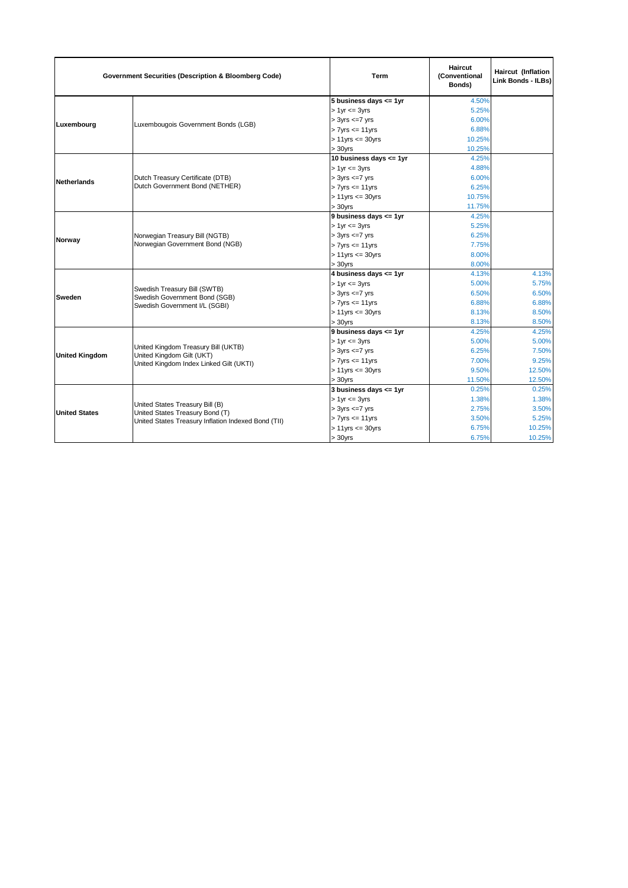| Government Securities (Description & Bloomberg Code) | | Term | Haircut (Conventional Bonds) | Haircut (Inflation Link Bonds - ILBs) |
|---|---|---|---|---|
| **Luxembourg** | Luxembougois Government Bonds (LGB) | **5 business days <= 1yr** | 4.50% | |
| | | > 1yr <= 3yrs | 5.25% | |
| | | > 3yrs <=7 yrs | 6.00% | |
| | | > 7yrs <= 11yrs | 6.88% | |
| | | > 11yrs <= 30yrs | 10.25% | |
| | | > 30yrs | 10.25% | |
| **Netherlands** | Dutch Treasury Certificate (DTB)<br>Dutch Government Bond (NETHER) | **10 business days <= 1yr** | 4.25% | |
| | | > 1yr <= 3yrs | 4.88% | |
| | | > 3yrs <=7 yrs | 6.00% | |
| | | > 7yrs <= 11yrs | 6.25% | |
| | | > 11yrs <= 30yrs | 10.75% | |
| | | > 30yrs | 11.75% | |
| **Norway** | Norwegian Treasury Bill (NGTB)<br>Norwegian Government Bond (NGB) | **9 business days <= 1yr** | 4.25% | |
| | | > 1yr <= 3yrs | 5.25% | |
| | | > 3yrs <=7 yrs | 6.25% | |
| | | > 7yrs <= 11yrs | 7.75% | |
| | | > 11yrs <= 30yrs | 8.00% | |
| | | > 30yrs | 8.00% | |
| **Sweden** | Swedish Treasury Bill (SWTB)<br>Swedish Government Bond (SGB)<br>Swedish Government I/L (SGBI) | **4 business days <= 1yr** | 4.13% | 4.13% |
| | | > 1yr <= 3yrs | 5.00% | 5.75% |
| | | > 3yrs <=7 yrs | 6.50% | 6.50% |
| | | > 7yrs <= 11yrs | 6.88% | 6.88% |
| | | > 11yrs <= 30yrs | 8.13% | 8.50% |
| | | > 30yrs | 8.13% | 8.50% |
| **United Kingdom** | United Kingdom Treasury Bill (UKTB)<br>United Kingdom Gilt (UKT)<br>United Kingdom Index Linked Gilt (UKTI) | **9 business days <= 1yr** | 4.25% | 4.25% |
| | | > 1yr <= 3yrs | 5.00% | 5.00% |
| | | > 3yrs <=7 yrs | 6.25% | 7.50% |
| | | > 7yrs <= 11yrs | 7.00% | 9.25% |
| | | > 11yrs <= 30yrs | 9.50% | 12.50% |
| | | > 30yrs | 11.50% | 12.50% |
| **United States** | United States Treasury Bill (B)<br>United States Treasury Bond (T)<br>United States Treasury Inflation Indexed Bond (TII) | **3 business days <= 1yr** | 0.25% | 0.25% |
| | | > 1yr <= 3yrs | 1.38% | 1.38% |
| | | > 3yrs <=7 yrs | 2.75% | 3.50% |
| | | > 7yrs <= 11yrs | 3.50% | 5.25% |
| | | > 11yrs <= 30yrs | 6.75% | 10.25% |
| | | > 30yrs | 6.75% | 10.25% |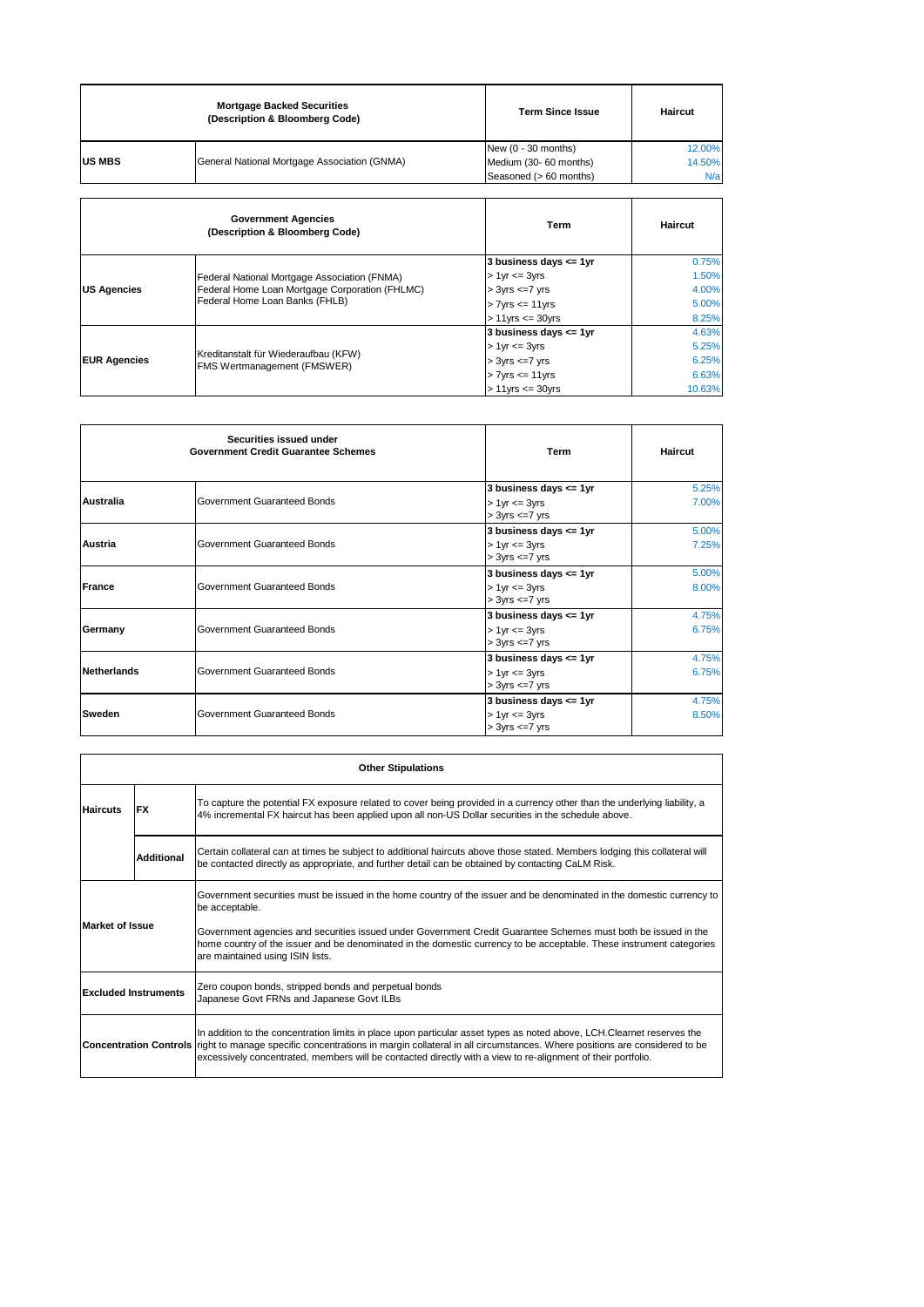| Mortgage Backed Securities (Description & Bloomberg Code) | | Term Since Issue | Haircut |
|---|---|---|---|
| US MBS | General National Mortgage Association (GNMA) | New (0 - 30 months) | 12.00% |
| | | Medium (30- 60 months) | 14.50% |
| | | Seasoned (> 60 months) | N/a |

| Government Agencies (Description & Bloomberg Code) | | Term | Haircut |
|---|---|---|---|
| US Agencies | Federal National Mortgage Association (FNMA) Federal Home Loan Mortgage Corporation (FHLMC) Federal Home Loan Banks (FHLB) | 3 business days <= 1yr | 0.75% |
| | | > 1yr <= 3yrs | 1.50% |
| | | > 3yrs <=7 yrs | 4.00% |
| | | > 7yrs <= 11yrs | 5.00% |
| | | > 11yrs <= 30yrs | 8.25% |
| EUR Agencies | Kreditanstalt für Wiederaufbau (KFW) FMS Wertmanagement (FMSWER) | 3 business days <= 1yr | 4.63% |
| | | > 1yr <= 3yrs | 5.25% |
| | | > 3yrs <=7 yrs | 6.25% |
| | | > 7yrs <= 11yrs | 6.63% |
| | | > 11yrs <= 30yrs | 10.63% |

| Securities issued under Government Credit Guarantee Schemes | | Term | Haircut |
|---|---|---|---|
| Australia | Government Guaranteed Bonds | 3 business days <= 1yr | 5.25% |
| | | > 1yr <= 3yrs | 7.00% |
| | | > 3yrs <=7 yrs | |
| Austria | Government Guaranteed Bonds | 3 business days <= 1yr | 5.00% |
| | | > 1yr <= 3yrs | 7.25% |
| | | > 3yrs <=7 yrs | |
| France | Government Guaranteed Bonds | 3 business days <= 1yr | 5.00% |
| | | > 1yr <= 3yrs | 8.00% |
| | | > 3yrs <=7 yrs | |
| Germany | Government Guaranteed Bonds | 3 business days <= 1yr | 4.75% |
| | | > 1yr <= 3yrs | 6.75% |
| | | > 3yrs <=7 yrs | |
| Netherlands | Government Guaranteed Bonds | 3 business days <= 1yr | 4.75% |
| | | > 1yr <= 3yrs | 6.75% |
| | | > 3yrs <=7 yrs | |
| Sweden | Government Guaranteed Bonds | 3 business days <= 1yr | 4.75% |
| | | > 1yr <= 3yrs | 8.50% |
| | | > 3yrs <=7 yrs | |

| Other Stipulations | | |
|---|---|---|
| Haircuts | FX | To capture the potential FX exposure related to cover being provided in a currency other than the underlying liability, a 4% incremental FX haircut has been applied upon all non-US Dollar securities in the schedule above. |
| | Additional | Certain collateral can at times be subject to additional haircuts above those stated. Members lodging this collateral will be contacted directly as appropriate, and further detail can be obtained by contacting CaLM Risk. |
| Market of Issue | | Government securities must be issued in the home country of the issuer and be denominated in the domestic currency to be acceptable. Government agencies and securities issued under Government Credit Guarantee Schemes must both be issued in the home country of the issuer and be denominated in the domestic currency to be acceptable. These instrument categories are maintained using ISIN lists. |
| Excluded Instruments | | Zero coupon bonds, stripped bonds and perpetual bonds Japanese Govt FRNs and Japanese Govt ILBs |
| Concentration Controls | | In addition to the concentration limits in place upon particular asset types as noted above, LCH.Clearnet reserves the right to manage specific concentrations in margin collateral in all circumstances. Where positions are considered to be excessively concentrated, members will be contacted directly with a view to re-alignment of their portfolio. |